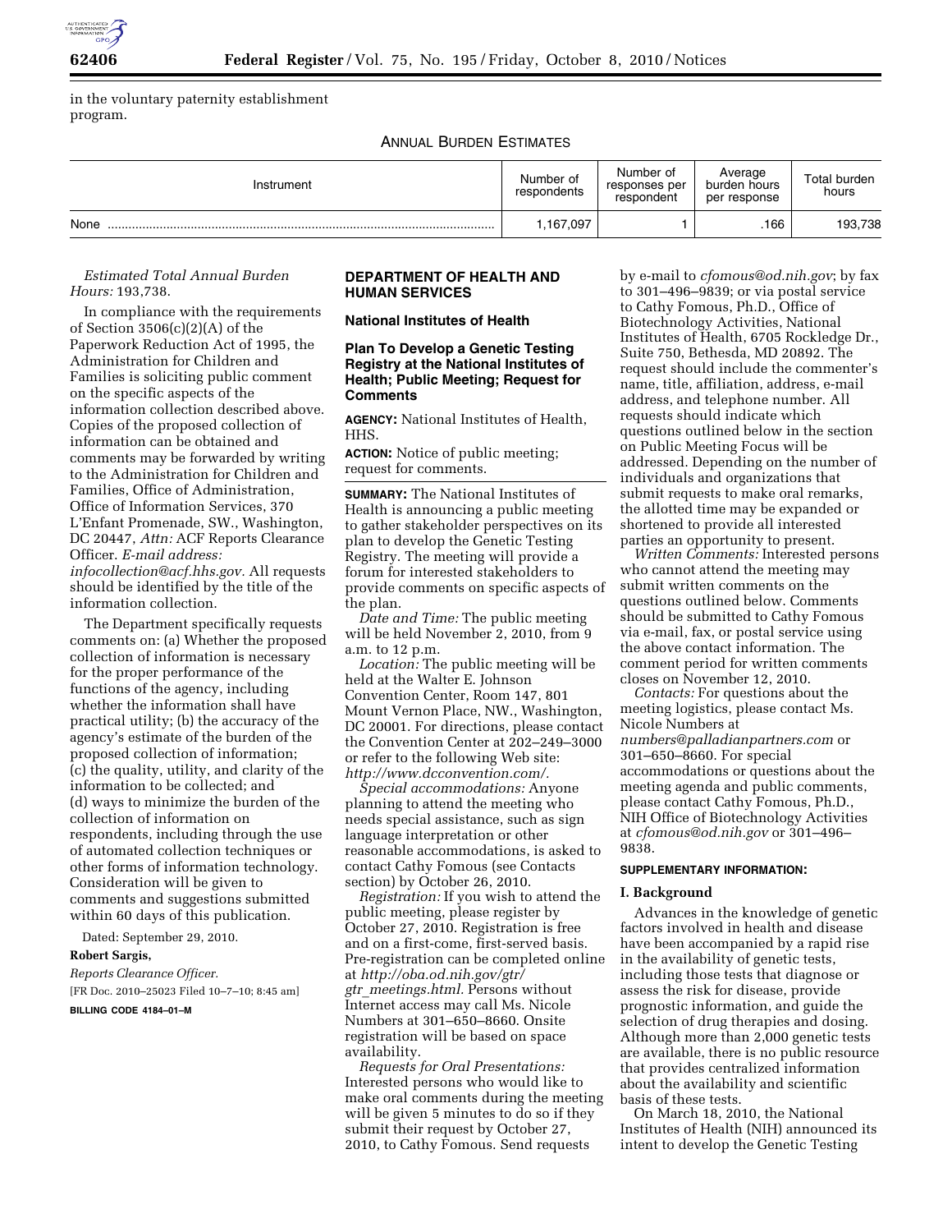in the voluntary paternity establishment program.

ANNUAL BURDEN ESTIMATES

| Instrument | Number of respondents | Number of responses per respondent | Average burden hours per response | Total burden hours |
| --- | --- | --- | --- | --- |
| None | 1,167,097 | 1 | .166 | 193,738 |

*Estimated Total Annual Burden Hours:* 193,738.

In compliance with the requirements of Section 3506(c)(2)(A) of the Paperwork Reduction Act of 1995, the Administration for Children and Families is soliciting public comment on the specific aspects of the information collection described above. Copies of the proposed collection of information can be obtained and comments may be forwarded by writing to the Administration for Children and Families, Office of Administration, Office of Information Services, 370 L'Enfant Promenade, SW., Washington, DC 20447, *Attn:* ACF Reports Clearance Officer. *E-mail address: infocollection@acf.hhs.gov.* All requests should be identified by the title of the information collection.

The Department specifically requests comments on: (a) Whether the proposed collection of information is necessary for the proper performance of the functions of the agency, including whether the information shall have practical utility; (b) the accuracy of the agency's estimate of the burden of the proposed collection of information; (c) the quality, utility, and clarity of the information to be collected; and (d) ways to minimize the burden of the collection of information on respondents, including through the use of automated collection techniques or other forms of information technology. Consideration will be given to comments and suggestions submitted within 60 days of this publication.

Dated: September 29, 2010.

**Robert Sargis,**

*Reports Clearance Officer.*

[FR Doc. 2010–25023 Filed 10–7–10; 8:45 am]

**BILLING CODE 4184–01–M**

## DEPARTMENT OF HEALTH AND HUMAN SERVICES

### National Institutes of Health

### Plan To Develop a Genetic Testing Registry at the National Institutes of Health; Public Meeting; Request for Comments

**AGENCY:** National Institutes of Health, HHS.

**ACTION:** Notice of public meeting; request for comments.

**SUMMARY:** The National Institutes of Health is announcing a public meeting to gather stakeholder perspectives on its plan to develop the Genetic Testing Registry. The meeting will provide a forum for interested stakeholders to provide comments on specific aspects of the plan.

*Date and Time:* The public meeting will be held November 2, 2010, from 9 a.m. to 12 p.m.

*Location:* The public meeting will be held at the Walter E. Johnson Convention Center, Room 147, 801 Mount Vernon Place, NW., Washington, DC 20001. For directions, please contact the Convention Center at 202–249–3000 or refer to the following Web site: *http://www.dcconvention.com/.*

*Special accommodations:* Anyone planning to attend the meeting who needs special assistance, such as sign language interpretation or other reasonable accommodations, is asked to contact Cathy Fomous (see Contacts section) by October 26, 2010.

*Registration:* If you wish to attend the public meeting, please register by October 27, 2010. Registration is free and on a first-come, first-served basis. Pre-registration can be completed online at *http://oba.od.nih.gov/gtr/gtr_meetings.html.* Persons without Internet access may call Ms. Nicole Numbers at 301–650–8660. Onsite registration will be based on space availability.

*Requests for Oral Presentations:* Interested persons who would like to make oral comments during the meeting will be given 5 minutes to do so if they submit their request by October 27, 2010, to Cathy Fomous. Send requests by e-mail to *cfomous@od.nih.gov*; by fax to 301–496–9839; or via postal service to Cathy Fomous, Ph.D., Office of Biotechnology Activities, National Institutes of Health, 6705 Rockledge Dr., Suite 750, Bethesda, MD 20892. The request should include the commenter's name, title, affiliation, address, e-mail address, and telephone number. All requests should indicate which questions outlined below in the section on Public Meeting Focus will be addressed. Depending on the number of individuals and organizations that submit requests to make oral remarks, the allotted time may be expanded or shortened to provide all interested parties an opportunity to present.

*Written Comments:* Interested persons who cannot attend the meeting may submit written comments on the questions outlined below. Comments should be submitted to Cathy Fomous via e-mail, fax, or postal service using the above contact information. The comment period for written comments closes on November 12, 2010.

*Contacts:* For questions about the meeting logistics, please contact Ms. Nicole Numbers at *numbers@palladianpartners.com* or 301–650–8660. For special accommodations or questions about the meeting agenda and public comments, please contact Cathy Fomous, Ph.D., NIH Office of Biotechnology Activities at *cfomous@od.nih.gov* or 301–496–9838.

**SUPPLEMENTARY INFORMATION:**

**I. Background**

Advances in the knowledge of genetic factors involved in health and disease have been accompanied by a rapid rise in the availability of genetic tests, including those tests that diagnose or assess the risk for disease, provide prognostic information, and guide the selection of drug therapies and dosing. Although more than 2,000 genetic tests are available, there is no public resource that provides centralized information about the availability and scientific basis of these tests.

On March 18, 2010, the National Institutes of Health (NIH) announced its intent to develop the Genetic Testing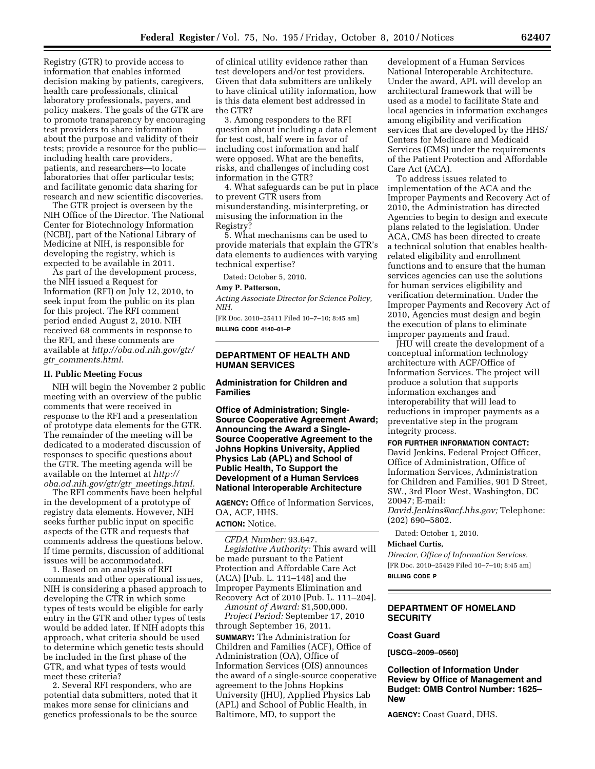Registry (GTR) to provide access to information that enables informed decision making by patients, caregivers, health care professionals, clinical laboratory professionals, payers, and policy makers. The goals of the GTR are to promote transparency by encouraging test providers to share information about the purpose and validity of their tests; provide a resource for the public—including health care providers, patients, and researchers—to locate laboratories that offer particular tests; and facilitate genomic data sharing for research and new scientific discoveries.

The GTR project is overseen by the NIH Office of the Director. The National Center for Biotechnology Information (NCBI), part of the National Library of Medicine at NIH, is responsible for developing the registry, which is expected to be available in 2011.

As part of the development process, the NIH issued a Request for Information (RFI) on July 12, 2010, to seek input from the public on its plan for this project. The RFI comment period ended August 2, 2010. NIH received 68 comments in response to the RFI, and these comments are available at *http://oba.od.nih.gov/gtr/gtr_comments.html.*

## II. Public Meeting Focus

NIH will begin the November 2 public meeting with an overview of the public comments that were received in response to the RFI and a presentation of prototype data elements for the GTR. The remainder of the meeting will be dedicated to a moderated discussion of responses to specific questions about the GTR. The meeting agenda will be available on the Internet at *http://oba.od.nih.gov/gtr/gtr_meetings.html.*

The RFI comments have been helpful in the development of a prototype of registry data elements. However, NIH seeks further public input on specific aspects of the GTR and requests that comments address the questions below. If time permits, discussion of additional issues will be accommodated.

1. Based on an analysis of RFI comments and other operational issues, NIH is considering a phased approach to developing the GTR in which some types of tests would be eligible for early entry in the GTR and other types of tests would be added later. If NIH adopts this approach, what criteria should be used to determine which genetic tests should be included in the first phase of the GTR, and what types of tests would meet these criteria?

2. Several RFI responders, who are potential data submitters, noted that it makes more sense for clinicians and genetics professionals to be the source of clinical utility evidence rather than test developers and/or test providers. Given that data submitters are unlikely to have clinical utility information, how is this data element best addressed in the GTR?

3. Among responders to the RFI question about including a data element for test cost, half were in favor of including cost information and half were opposed. What are the benefits, risks, and challenges of including cost information in the GTR?

4. What safeguards can be put in place to prevent GTR users from misunderstanding, misinterpreting, or misusing the information in the Registry?

5. What mechanisms can be used to provide materials that explain the GTR's data elements to audiences with varying technical expertise?

Dated: October 5, 2010.

**Amy P. Patterson,**

*Acting Associate Director for Science Policy, NIH.*

[FR Doc. 2010–25411 Filed 10–7–10; 8:45 am]

**BILLING CODE 4140–01–P**

---

## DEPARTMENT OF HEALTH AND HUMAN SERVICES

### Administration for Children and Families

### Office of Administration; Single-Source Cooperative Agreement Award; Announcing the Award a Single-Source Cooperative Agreement to the Johns Hopkins University, Applied Physics Lab (APL) and School of Public Health, To Support the Development of a Human Services National Interoperable Architecture

**AGENCY:** Office of Information Services, OA, ACF, HHS.

**ACTION:** Notice.

*CFDA Number:* 93.647.

*Legislative Authority:* This award will be made pursuant to the Patient Protection and Affordable Care Act (ACA) [Pub. L. 111–148] and the Improper Payments Elimination and Recovery Act of 2010 [Pub. L. 111–204].

*Amount of Award:* $1,500,000.

*Project Period:* September 17, 2010 through September 16, 2011.

**SUMMARY:** The Administration for Children and Families (ACF), Office of Administration (OA), Office of Information Services (OIS) announces the award of a single-source cooperative agreement to the Johns Hopkins University (JHU), Applied Physics Lab (APL) and School of Public Health, in Baltimore, MD, to support the development of a Human Services National Interoperable Architecture. Under the award, APL will develop an architectural framework that will be used as a model to facilitate State and local agencies in information exchanges among eligibility and verification services that are developed by the HHS/Centers for Medicare and Medicaid Services (CMS) under the requirements of the Patient Protection and Affordable Care Act (ACA).

To address issues related to implementation of the ACA and the Improper Payments and Recovery Act of 2010, the Administration has directed Agencies to begin to design and execute plans related to the legislation. Under ACA, CMS has been directed to create a technical solution that enables health-related eligibility and enrollment functions and to ensure that the human services agencies can use the solutions for human services eligibility and verification determination. Under the Improper Payments and Recovery Act of 2010, Agencies must design and begin the execution of plans to eliminate improper payments and fraud.

JHU will create the development of a conceptual information technology architecture with ACF/Office of Information Services. The project will produce a solution that supports information exchanges and interoperability that will lead to reductions in improper payments as a preventative step in the program integrity process.

**FOR FURTHER INFORMATION CONTACT:** David Jenkins, Federal Project Officer, Office of Administration, Office of Information Services, Administration for Children and Families, 901 D Street, SW., 3rd Floor West, Washington, DC 20047; E-mail: *David.Jenkins@acf.hhs.gov;* Telephone: (202) 690–5802.

Dated: October 1, 2010.

**Michael Curtis,**

*Director, Office of Information Services.*

[FR Doc. 2010–25429 Filed 10–7–10; 8:45 am]

**BILLING CODE P**

---

## DEPARTMENT OF HOMELAND SECURITY

### Coast Guard

**[USCG–2009–0560]**

### Collection of Information Under Review by Office of Management and Budget: OMB Control Number: 1625–New

**AGENCY:** Coast Guard, DHS.